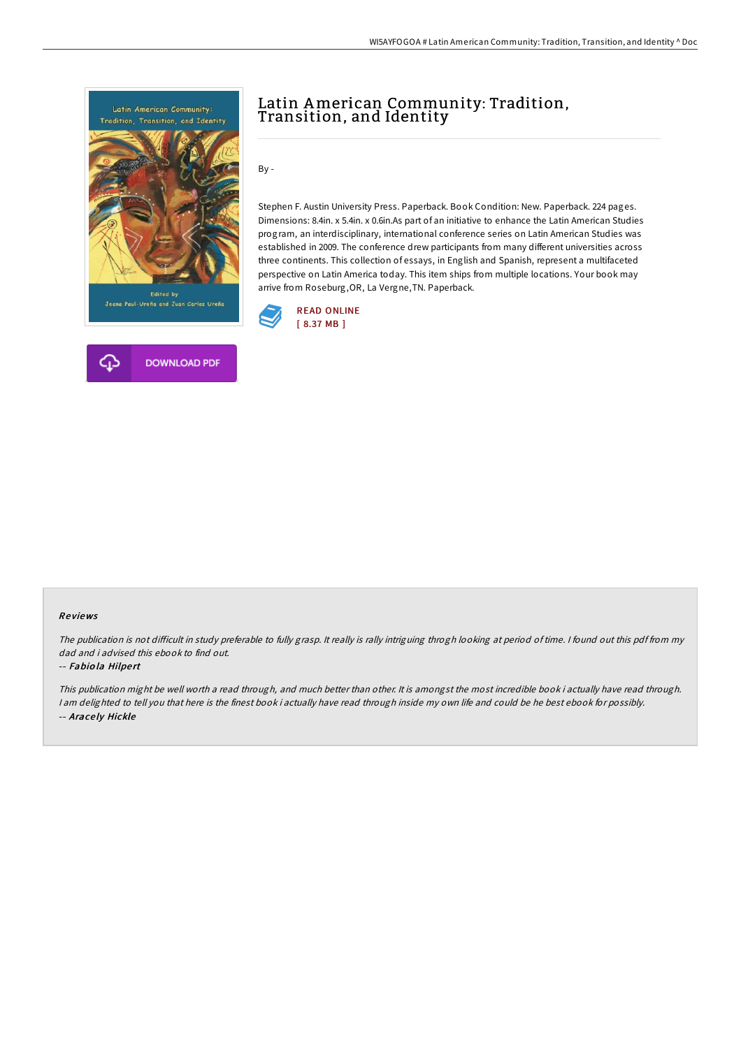# Latin American Community: Tradition, Transition, and Identity

By -

Stephen F. Austin University Press. Paperback. Book Condition: New. Paperback. 224 pages. Dimensions: 8.4in. x 5.4in. x 0.6in.As part of an initiative to enhance the Latin American Studies program, an interdisciplinary, international conference series on Latin American Studies was established in 2009. The conference drew participants from many different universities across three continents. This collection of essays, in English and Spanish, represent a multifaceted perspective on Latin America today. This item ships from multiple locations. Your book may arrive from Roseburg,OR, La Vergne,TN. Paperback.

READ ONLINE
[ 8.37 MB ]

DOWNLOAD PDF

### Reviews

*The publication is not difficult in study preferable to fully grasp. It really is rally intriguing throgh looking at period of time. I found out this pdf from my dad and i advised this ebook to find out.*

-- *Fabiola Hilpert*

*This publication might be well worth a read through, and much better than other. It is amongst the most incredible book i actually have read through. I am delighted to tell you that here is the finest book i actually have read through inside my own life and could be he best ebook for possibly.*

-- *Aracely Hickle*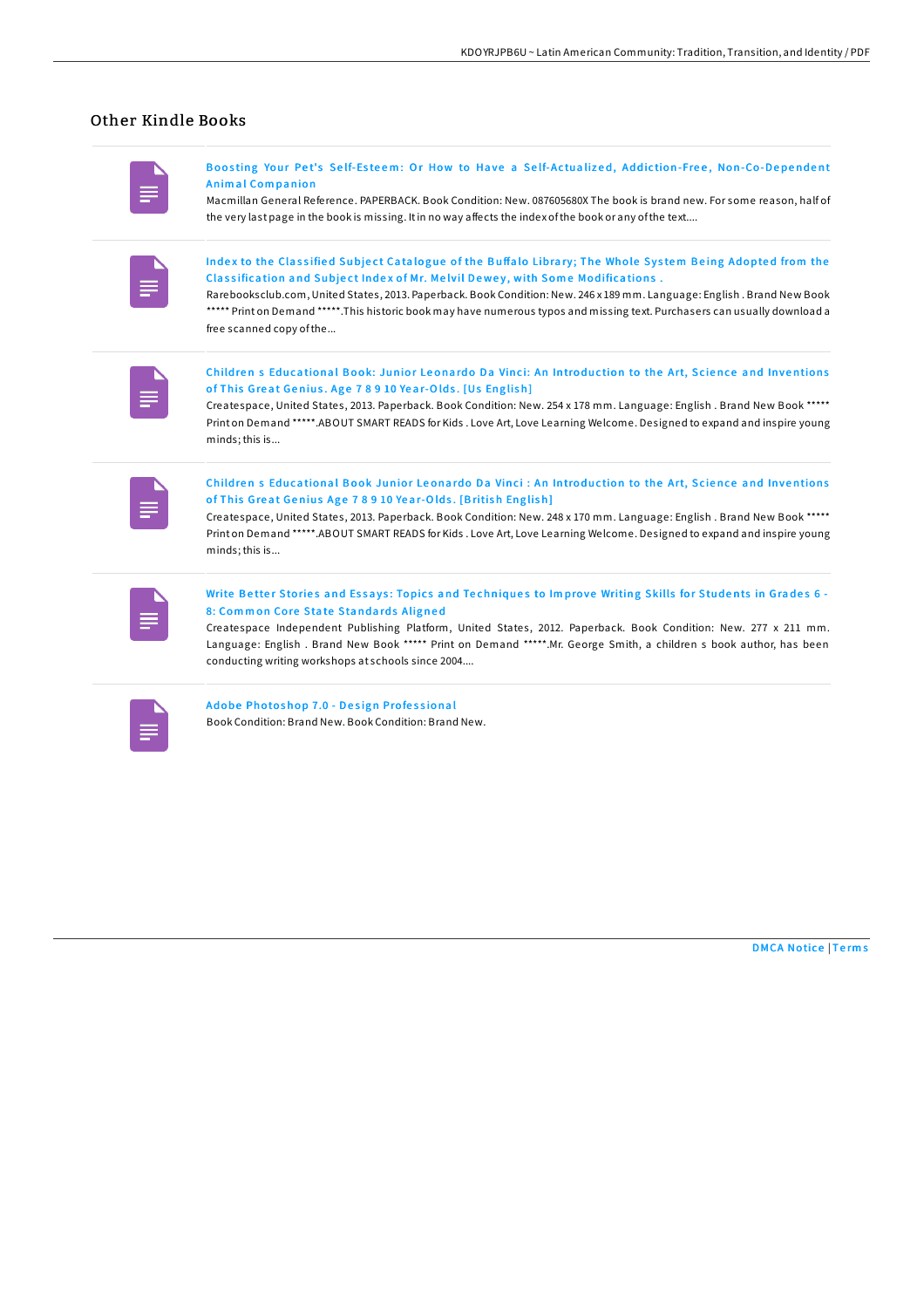## Other Kindle Books

**Boosting Your Pet's Self-Esteem: Or How to Have a Self-Actualized, Addiction-Free, Non-Co-Dependent Animal Companion**

Macmillan General Reference. PAPERBACK. Book Condition: New. 087605680X The book is brand new. For some reason, half of the very last page in the book is missing. It in no way affects the index of the book or any of the text....

**Index to the Classified Subject Catalogue of the Buffalo Library; The Whole System Being Adopted from the Classification and Subject Index of Mr. Melvil Dewey, with Some Modifications .**

Rarebooksclub.com, United States, 2013. Paperback. Book Condition: New. 246 x 189 mm. Language: English . Brand New Book ***** Print on Demand *****.This historic book may have numerous typos and missing text. Purchasers can usually download a free scanned copy of the...

**Children s Educational Book: Junior Leonardo Da Vinci: An Introduction to the Art, Science and Inventions of This Great Genius. Age 7 8 9 10 Year-Olds. [Us English]**

Createspace, United States, 2013. Paperback. Book Condition: New. 254 x 178 mm. Language: English . Brand New Book ***** Print on Demand *****.ABOUT SMART READS for Kids . Love Art, Love Learning Welcome. Designed to expand and inspire young minds; this is...

**Children s Educational Book Junior Leonardo Da Vinci : An Introduction to the Art, Science and Inventions of This Great Genius Age 7 8 9 10 Year-Olds. [British English]**

Createspace, United States, 2013. Paperback. Book Condition: New. 248 x 170 mm. Language: English . Brand New Book ***** Print on Demand *****.ABOUT SMART READS for Kids . Love Art, Love Learning Welcome. Designed to expand and inspire young minds; this is...

**Write Better Stories and Essays: Topics and Techniques to Improve Writing Skills for Students in Grades 6 - 8: Common Core State Standards Aligned**

Createspace Independent Publishing Platform, United States, 2012. Paperback. Book Condition: New. 277 x 211 mm. Language: English . Brand New Book ***** Print on Demand *****.Mr. George Smith, a children s book author, has been conducting writing workshops at schools since 2004....

**Adobe Photoshop 7.0 - Design Professional**

Book Condition: Brand New. Book Condition: Brand New.